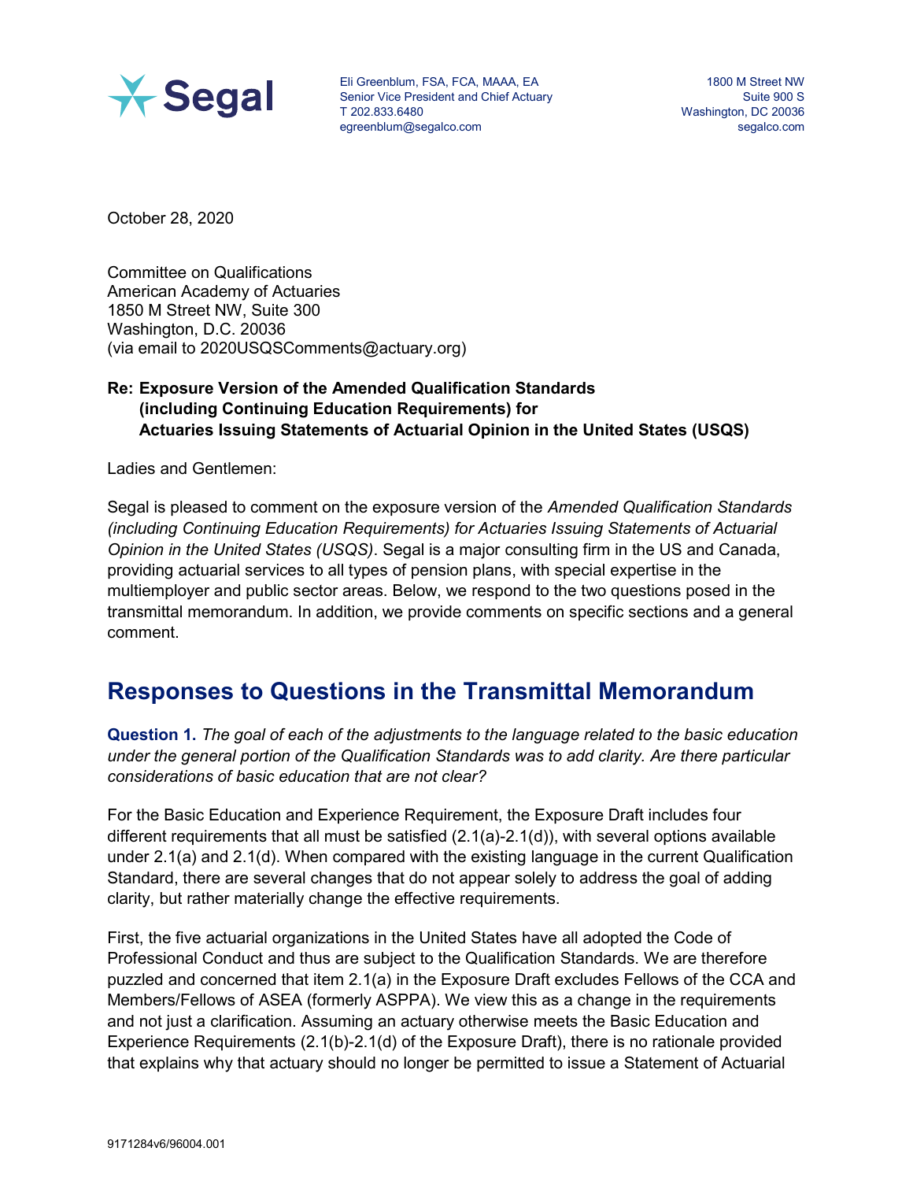Segal

Eli Greenblum, FSA, FCA, MAAA, EA
Senior Vice President and Chief Actuary
T 202.833.6480
egreenblum@segalco.com

1800 M Street NW
Suite 900 S
Washington, DC 20036
segalco.com

October 28, 2020

Committee on Qualifications
American Academy of Actuaries
1850 M Street NW, Suite 300
Washington, D.C. 20036
(via email to 2020USQSComments@actuary.org)

**Re: Exposure Version of the Amended Qualification Standards (including Continuing Education Requirements) for Actuaries Issuing Statements of Actuarial Opinion in the United States (USQS)**

Ladies and Gentlemen:

Segal is pleased to comment on the exposure version of the *Amended Qualification Standards (including Continuing Education Requirements) for Actuaries Issuing Statements of Actuarial Opinion in the United States (USQS)*. Segal is a major consulting firm in the US and Canada, providing actuarial services to all types of pension plans, with special expertise in the multiemployer and public sector areas. Below, we respond to the two questions posed in the transmittal memorandum. In addition, we provide comments on specific sections and a general comment.

## Responses to Questions in the Transmittal Memorandum

**Question 1.** *The goal of each of the adjustments to the language related to the basic education under the general portion of the Qualification Standards was to add clarity. Are there particular considerations of basic education that are not clear?*

For the Basic Education and Experience Requirement, the Exposure Draft includes four different requirements that all must be satisfied (2.1(a)-2.1(d)), with several options available under 2.1(a) and 2.1(d). When compared with the existing language in the current Qualification Standard, there are several changes that do not appear solely to address the goal of adding clarity, but rather materially change the effective requirements.

First, the five actuarial organizations in the United States have all adopted the Code of Professional Conduct and thus are subject to the Qualification Standards. We are therefore puzzled and concerned that item 2.1(a) in the Exposure Draft excludes Fellows of the CCA and Members/Fellows of ASEA (formerly ASPPA). We view this as a change in the requirements and not just a clarification. Assuming an actuary otherwise meets the Basic Education and Experience Requirements (2.1(b)-2.1(d) of the Exposure Draft), there is no rationale provided that explains why that actuary should no longer be permitted to issue a Statement of Actuarial

9171284v6/96004.001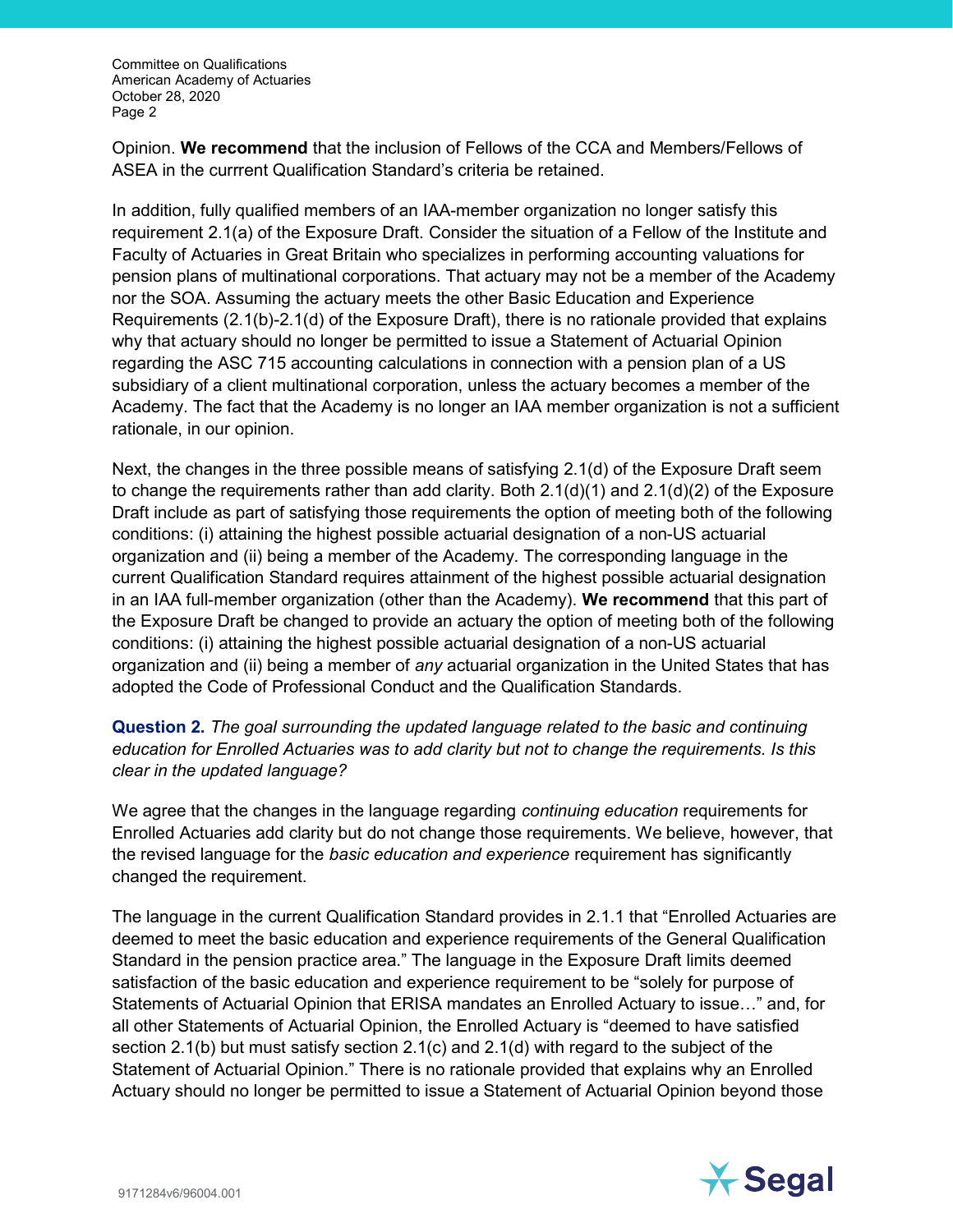Opinion. **We recommend** that the inclusion of Fellows of the CCA and Members/Fellows of ASEA in the currrent Qualification Standard's criteria be retained.

In addition, fully qualified members of an IAA-member organization no longer satisfy this requirement 2.1(a) of the Exposure Draft. Consider the situation of a Fellow of the Institute and Faculty of Actuaries in Great Britain who specializes in performing accounting valuations for pension plans of multinational corporations. That actuary may not be a member of the Academy nor the SOA. Assuming the actuary meets the other Basic Education and Experience Requirements (2.1(b)-2.1(d) of the Exposure Draft), there is no rationale provided that explains why that actuary should no longer be permitted to issue a Statement of Actuarial Opinion regarding the ASC 715 accounting calculations in connection with a pension plan of a US subsidiary of a client multinational corporation, unless the actuary becomes a member of the Academy. The fact that the Academy is no longer an IAA member organization is not a sufficient rationale, in our opinion.

Next, the changes in the three possible means of satisfying 2.1(d) of the Exposure Draft seem to change the requirements rather than add clarity. Both 2.1(d)(1) and 2.1(d)(2) of the Exposure Draft include as part of satisfying those requirements the option of meeting both of the following conditions: (i) attaining the highest possible actuarial designation of a non-US actuarial organization and (ii) being a member of the Academy. The corresponding language in the current Qualification Standard requires attainment of the highest possible actuarial designation in an IAA full-member organization (other than the Academy). **We recommend** that this part of the Exposure Draft be changed to provide an actuary the option of meeting both of the following conditions: (i) attaining the highest possible actuarial designation of a non-US actuarial organization and (ii) being a member of *any* actuarial organization in the United States that has adopted the Code of Professional Conduct and the Qualification Standards.

**Question 2.** *The goal surrounding the updated language related to the basic and continuing education for Enrolled Actuaries was to add clarity but not to change the requirements. Is this clear in the updated language?*

We agree that the changes in the language regarding *continuing education* requirements for Enrolled Actuaries add clarity but do not change those requirements. We believe, however, that the revised language for the *basic education and experience* requirement has significantly changed the requirement.

The language in the current Qualification Standard provides in 2.1.1 that "Enrolled Actuaries are deemed to meet the basic education and experience requirements of the General Qualification Standard in the pension practice area." The language in the Exposure Draft limits deemed satisfaction of the basic education and experience requirement to be "solely for purpose of Statements of Actuarial Opinion that ERISA mandates an Enrolled Actuary to issue…" and, for all other Statements of Actuarial Opinion, the Enrolled Actuary is "deemed to have satisfied section 2.1(b) but must satisfy section 2.1(c) and 2.1(d) with regard to the subject of the Statement of Actuarial Opinion." There is no rationale provided that explains why an Enrolled Actuary should no longer be permitted to issue a Statement of Actuarial Opinion beyond those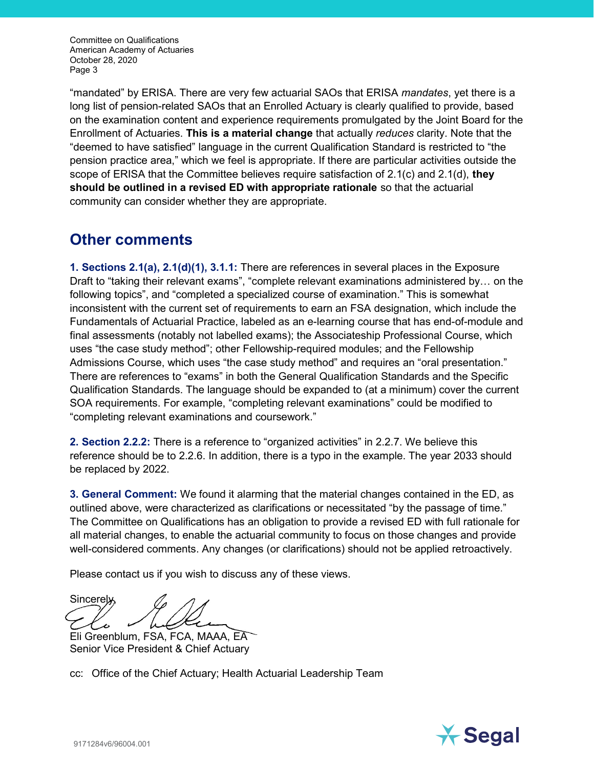"mandated" by ERISA. There are very few actuarial SAOs that ERISA *mandates*, yet there is a long list of pension-related SAOs that an Enrolled Actuary is clearly qualified to provide, based on the examination content and experience requirements promulgated by the Joint Board for the Enrollment of Actuaries. **This is a material change** that actually *reduces* clarity. Note that the "deemed to have satisfied" language in the current Qualification Standard is restricted to "the pension practice area," which we feel is appropriate. If there are particular activities outside the scope of ERISA that the Committee believes require satisfaction of 2.1(c) and 2.1(d), **they should be outlined in a revised ED with appropriate rationale** so that the actuarial community can consider whether they are appropriate.

## Other comments

**1. Sections 2.1(a), 2.1(d)(1), 3.1.1:** There are references in several places in the Exposure Draft to "taking their relevant exams", "complete relevant examinations administered by… on the following topics", and "completed a specialized course of examination." This is somewhat inconsistent with the current set of requirements to earn an FSA designation, which include the Fundamentals of Actuarial Practice, labeled as an e-learning course that has end-of-module and final assessments (notably not labelled exams); the Associateship Professional Course, which uses "the case study method"; other Fellowship-required modules; and the Fellowship Admissions Course, which uses "the case study method" and requires an "oral presentation." There are references to "exams" in both the General Qualification Standards and the Specific Qualification Standards. The language should be expanded to (at a minimum) cover the current SOA requirements. For example, "completing relevant examinations" could be modified to "completing relevant examinations and coursework."

**2. Section 2.2.2:** There is a reference to "organized activities" in 2.2.7. We believe this reference should be to 2.2.6. In addition, there is a typo in the example. The year 2033 should be replaced by 2022.

**3. General Comment:** We found it alarming that the material changes contained in the ED, as outlined above, were characterized as clarifications or necessitated "by the passage of time." The Committee on Qualifications has an obligation to provide a revised ED with full rationale for all material changes, to enable the actuarial community to focus on those changes and provide well-considered comments. Any changes (or clarifications) should not be applied retroactively.

Please contact us if you wish to discuss any of these views.

Sincerely,

Eli Greenblum, FSA, FCA, MAAA, EA
Senior Vice President & Chief Actuary

cc: Office of the Chief Actuary; Health Actuarial Leadership Team

9171284v6/96004.001